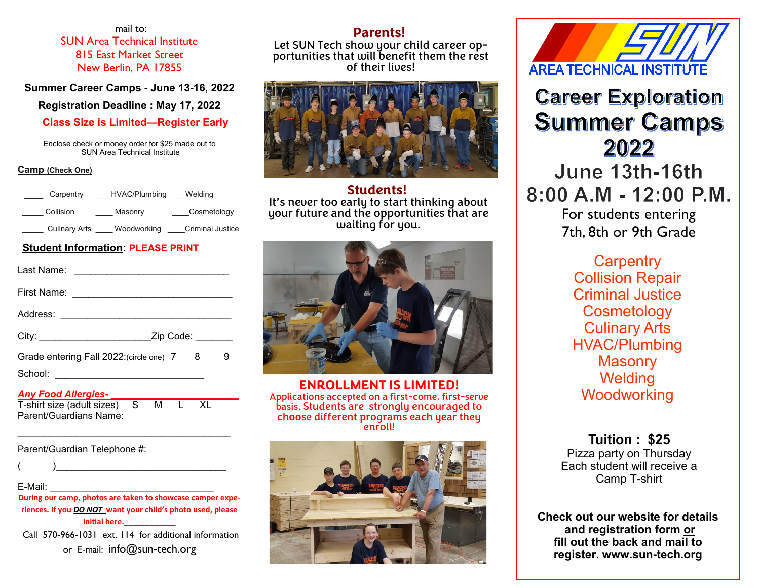mail to:
SUN Area Technical Institute
815 East Market Street
New Berlin, PA 17855

**Summer Career Camps - June 13-16, 2022**

**Registration Deadline : May 17, 2022**

**Class Size is Limited—Register Early**

Enclose check or money order for $25 made out to SUN Area Technical Institute

**Camp** (Check One)

____ Carpentry ____HVAC/Plumbing ___Welding

_____ Collision ____ Masonry ____Cosmetology

_____ Culinary Arts ____ Woodworking ____Criminal Justice

**Student Information**: **PLEASE PRINT**

Last Name: ____________________________

First Name: ____________________________

Address: ______________________________

City: ____________________Zip Code: _______

Grade entering Fall 2022:(circle one) 7 8 9

School: ___________________________

***Any Food Allergies-*** ______________________

T-shirt size (adult sizes) S M L XL

Parent/Guardians Name:

_______________________________________

Parent/Guardian Telephone #:

( )_____________________________

E-Mail: _____________________________

**During our camp, photos are taken to showcase camper experiences. If you *DO NOT* want your child's photo used, please initial here.___________**

Call 570-966-1031 ext. 114 for additional information or E-mail: info@sun-tech.org

## Parents!

Let SUN Tech show your child career opportunities that will benefit them the rest of their lives!

## Students!

It's never too early to start thinking about your future and the opportunities that are waiting for you.

## ENROLLMENT IS LIMITED!

Applications accepted on a first-come, first-serve basis. Students are strongly encouraged to choose different programs each year they enroll!

SUN AREA TECHNICAL INSTITUTE

# Career Exploration Summer Camps 2022

## June 13th-16th

## 8:00 A.M - 12:00 P.M.

For students entering 7th, 8th or 9th Grade

Carpentry
Collision Repair
Criminal Justice
Cosmetology
Culinary Arts
HVAC/Plumbing
Masonry
Welding
Woodworking

**Tuition : $25**

Pizza party on Thursday
Each student will receive a Camp T-shirt

**Check out our website for details and registration form <u>or</u> fill out the back and mail to register. www.sun-tech.org**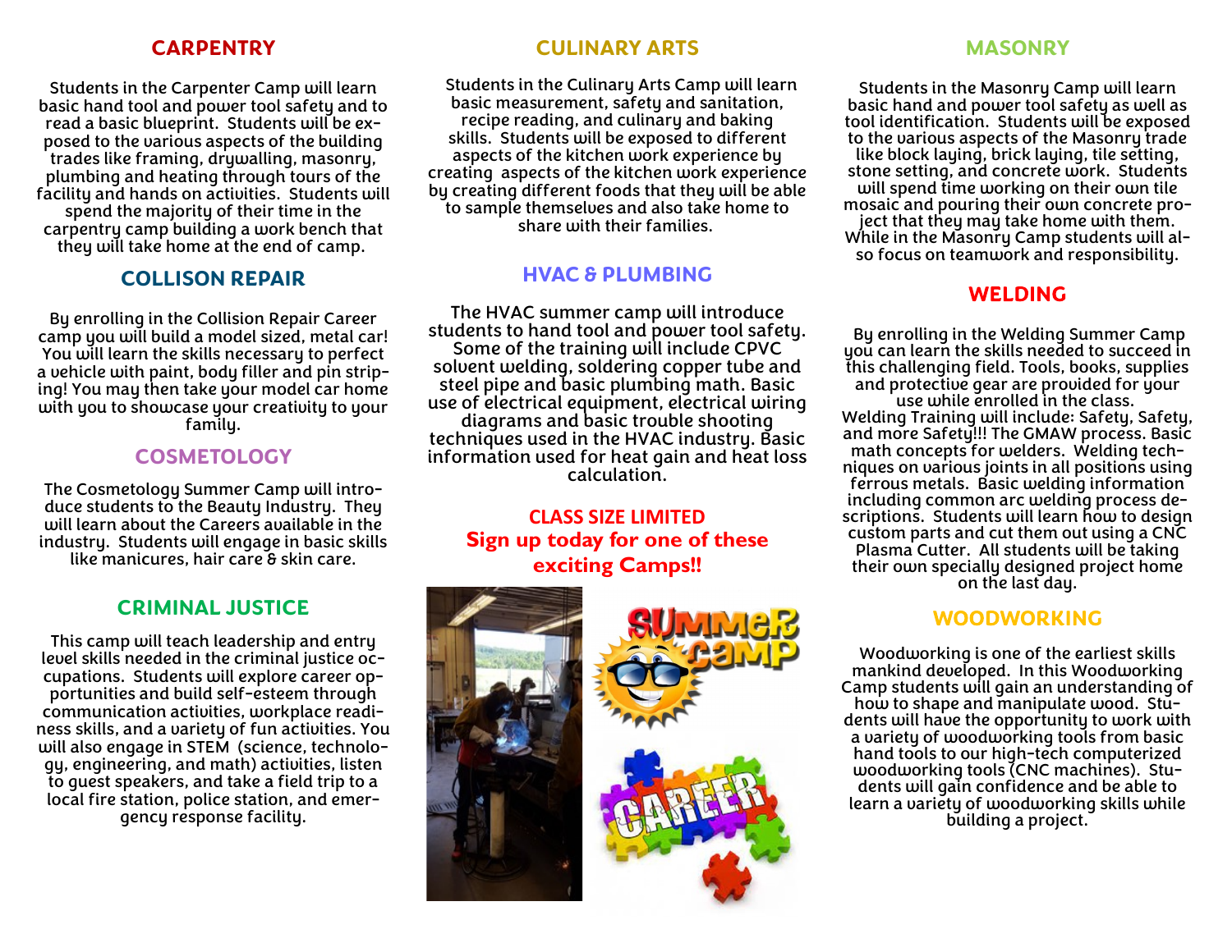## CARPENTRY

Students in the Carpenter Camp will learn basic hand tool and power tool safety and to read a basic blueprint. Students will be exposed to the various aspects of the building trades like framing, drywalling, masonry, plumbing and heating through tours of the facility and hands on activities. Students will spend the majority of their time in the carpentry camp building a work bench that they will take home at the end of camp.

## COLLISON REPAIR

By enrolling in the Collision Repair Career camp you will build a model sized, metal car! You will learn the skills necessary to perfect a vehicle with paint, body filler and pin striping! You may then take your model car home with you to showcase your creativity to your family.

## COSMETOLOGY

The Cosmetology Summer Camp will introduce students to the Beauty Industry. They will learn about the Careers available in the industry. Students will engage in basic skills like manicures, hair care & skin care.

## CRIMINAL JUSTICE

This camp will teach leadership and entry level skills needed in the criminal justice occupations. Students will explore career opportunities and build self-esteem through communication activities, workplace readiness skills, and a variety of fun activities. You will also engage in STEM (science, technology, engineering, and math) activities, listen to guest speakers, and take a field trip to a local fire station, police station, and emergency response facility.

## CULINARY ARTS

Students in the Culinary Arts Camp will learn basic measurement, safety and sanitation, recipe reading, and culinary and baking skills. Students will be exposed to different aspects of the kitchen work experience by creating aspects of the kitchen work experience by creating different foods that they will be able to sample themselves and also take home to share with their families.

## HVAC & PLUMBING

The HVAC summer camp will introduce students to hand tool and power tool safety. Some of the training will include CPVC solvent welding, soldering copper tube and steel pipe and basic plumbing math. Basic use of electrical equipment, electrical wiring diagrams and basic trouble shooting techniques used in the HVAC industry. Basic information used for heat gain and heat loss calculation.

**CLASS SIZE LIMITED**

**Sign up today for one of these exciting Camps!!**

## MASONRY

Students in the Masonry Camp will learn basic hand and power tool safety as well as tool identification. Students will be exposed to the various aspects of the Masonry trade like block laying, brick laying, tile setting, stone setting, and concrete work. Students will spend time working on their own tile mosaic and pouring their own concrete project that they may take home with them. While in the Masonry Camp students will also focus on teamwork and responsibility.

## WELDING

By enrolling in the Welding Summer Camp you can learn the skills needed to succeed in this challenging field. Tools, books, supplies and protective gear are provided for your use while enrolled in the class. Welding Training will include: Safety, Safety, and more Safety!!! The GMAW process. Basic math concepts for welders. Welding techniques on various joints in all positions using ferrous metals. Basic welding information including common arc welding process descriptions. Students will learn how to design custom parts and cut them out using a CNC Plasma Cutter. All students will be taking their own specially designed project home on the last day.

## WOODWORKING

Woodworking is one of the earliest skills mankind developed. In this Woodworking Camp students will gain an understanding of how to shape and manipulate wood. Students will have the opportunity to work with a variety of woodworking tools from basic hand tools to our high-tech computerized woodworking tools (CNC machines). Students will gain confidence and be able to learn a variety of woodworking skills while building a project.